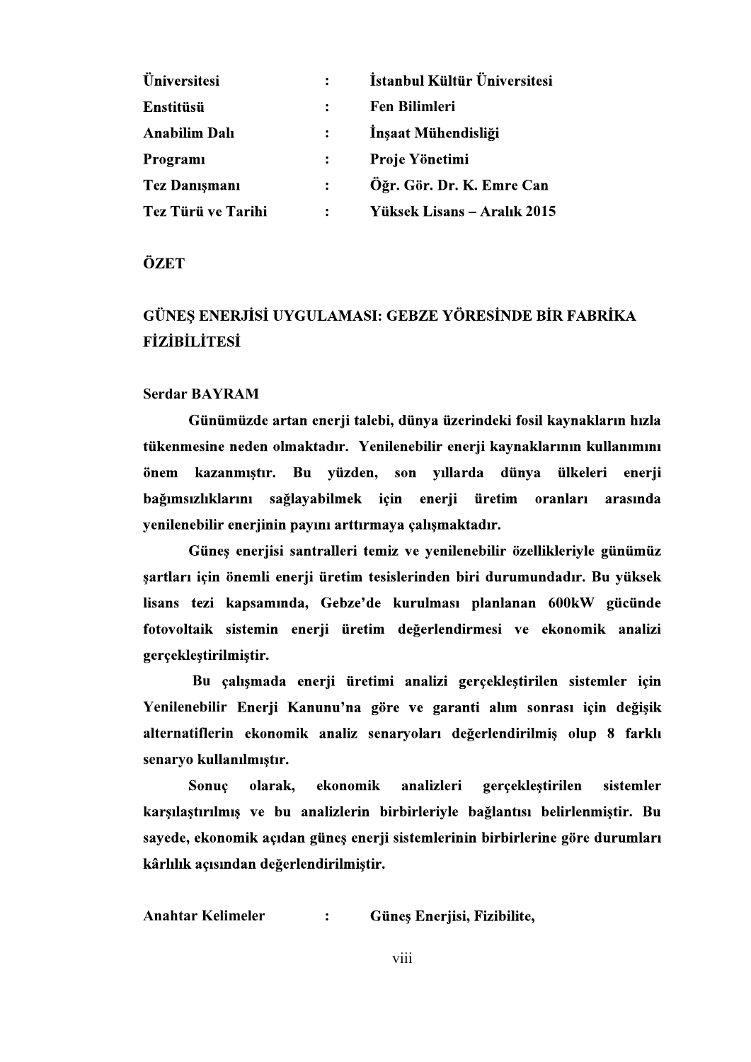| | | |
|---|---|---|
| **Üniversitesi** | **:** | **İstanbul Kültür Üniversitesi** |
| **Enstitüsü** | **:** | **Fen Bilimleri** |
| **Anabilim Dalı** | **:** | **İnşaat Mühendisliği** |
| **Programı** | **:** | **Proje Yönetimi** |
| **Tez Danışmanı** | **:** | **Öğr. Gör. Dr. K. Emre Can** |
| **Tez Türü ve Tarihi** | **:** | **Yüksek Lisans – Aralık 2015** |

## ÖZET

## GÜNEŞ ENERJİSİ UYGULAMASI: GEBZE YÖRESİNDE BİR FABRİKA FİZİBİLİTESİ

**Serdar BAYRAM**

**Günümüzde artan enerji talebi, dünya üzerindeki fosil kaynakların hızla tükenmesine neden olmaktadır. Yenilenebilir enerji kaynaklarının kullanımını önem kazanmıştır. Bu yüzden, son yıllarda dünya ülkeleri enerji bağımsızlıklarını sağlayabilmek için enerji üretim oranları arasında yenilenebilir enerjinin payını arttırmaya çalışmaktadır.**

**Güneş enerjisi santralleri temiz ve yenilenebilir özellikleriyle günümüz şartları için önemli enerji üretim tesislerinden biri durumundadır. Bu yüksek lisans tezi kapsamında, Gebze'de kurulması planlanan 600kW gücünde fotovoltaik sistemin enerji üretim değerlendirmesi ve ekonomik analizi gerçekleştirilmiştir.**

**Bu çalışmada enerji üretimi analizi gerçekleştirilen sistemler için Yenilenebilir Enerji Kanunu'na göre ve garanti alım sonrası için değişik alternatiflerin ekonomik analiz senaryoları değerlendirilmiş olup 8 farklı senaryo kullanılmıştır.**

**Sonuç olarak, ekonomik analizleri gerçekleştirilen sistemler karşılaştırılmış ve bu analizlerin birbirleriyle bağlantısı belirlenmiştir. Bu sayede, ekonomik açıdan güneş enerji sistemlerinin birbirlerine göre durumları kârlılık açısından değerlendirilmiştir.**

**Anahtar Kelimeler : Güneş Enerjisi, Fizibilite,**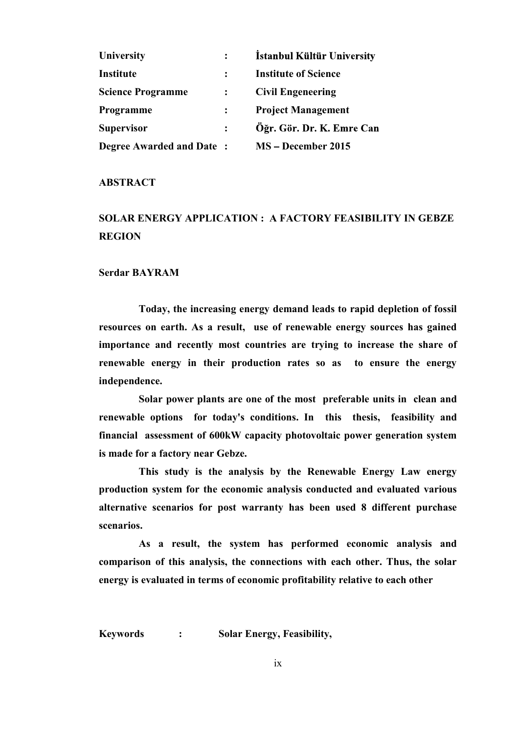| | | |
|---|---|---|
| **University** | **:** | **İstanbul Kültür University** |
| **Institute** | **:** | **Institute of Science** |
| **Science Programme** | **:** | **Civil Engeneering** |
| **Programme** | **:** | **Project Management** |
| **Supervisor** | **:** | **Öğr. Gör. Dr. K. Emre Can** |
| **Degree Awarded and Date** | **:** | **MS – December 2015** |

**ABSTRACT**

**SOLAR ENERGY APPLICATION : A FACTORY FEASIBILITY IN GEBZE REGION**

**Serdar BAYRAM**

**Today, the increasing energy demand leads to rapid depletion of fossil resources on earth. As a result, use of renewable energy sources has gained importance and recently most countries are trying to increase the share of renewable energy in their production rates so as to ensure the energy independence.**

**Solar power plants are one of the most preferable units in clean and renewable options for today's conditions. In this thesis, feasibility and financial assessment of 600kW capacity photovoltaic power generation system is made for a factory near Gebze.**

**This study is the analysis by the Renewable Energy Law energy production system for the economic analysis conducted and evaluated various alternative scenarios for post warranty has been used 8 different purchase scenarios.**

**As a result, the system has performed economic analysis and comparison of this analysis, the connections with each other. Thus, the solar energy is evaluated in terms of economic profitability relative to each other**

**Keywords : Solar Energy, Feasibility,**